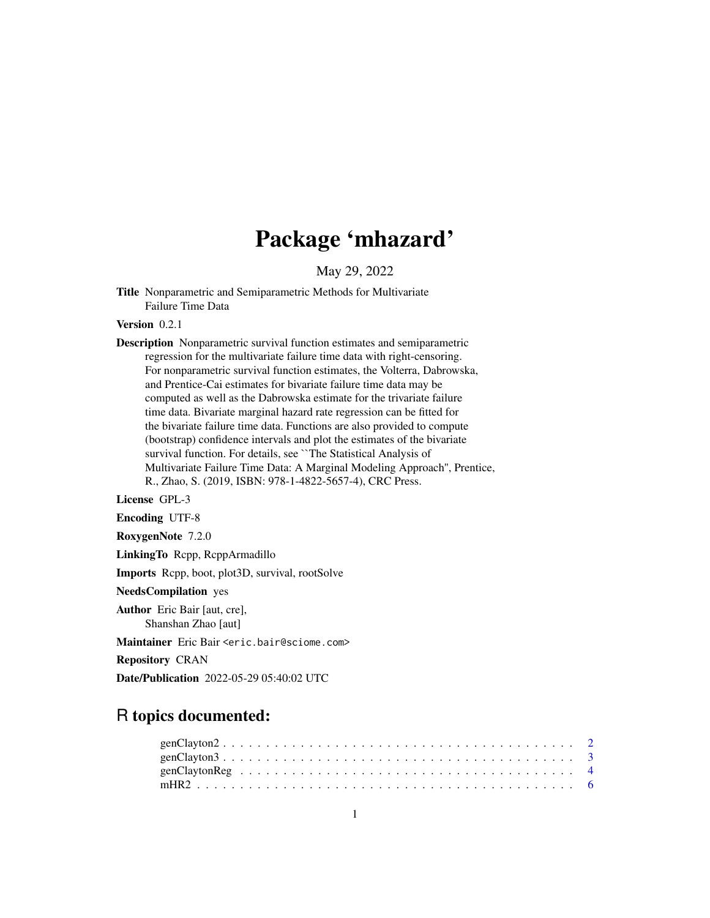# Package 'mhazard'

May 29, 2022

**Title** Nonparametric and Semiparametric Methods for Multivariate Failure Time Data

**Version** 0.2.1

**Description** Nonparametric survival function estimates and semiparametric regression for the multivariate failure time data with right-censoring. For nonparametric survival function estimates, the Volterra, Dabrowska, and Prentice-Cai estimates for bivariate failure time data may be computed as well as the Dabrowska estimate for the trivariate failure time data. Bivariate marginal hazard rate regression can be fitted for the bivariate failure time data. Functions are also provided to compute (bootstrap) confidence intervals and plot the estimates of the bivariate survival function. For details, see ``The Statistical Analysis of Multivariate Failure Time Data: A Marginal Modeling Approach'', Prentice, R., Zhao, S. (2019, ISBN: 978-1-4822-5657-4), CRC Press.

**License** GPL-3

**Encoding** UTF-8

**RoxygenNote** 7.2.0

**LinkingTo** Rcpp, RcppArmadillo

**Imports** Rcpp, boot, plot3D, survival, rootSolve

**NeedsCompilation** yes

**Author** Eric Bair [aut, cre], Shanshan Zhao [aut]

**Maintainer** Eric Bair <eric.bair@sciome.com>

**Repository** CRAN

**Date/Publication** 2022-05-29 05:40:02 UTC

## R topics documented:

- genClayton2 . . . . . . . . . . . . . . . . . . . . . . . . . . . . . . . . . . . . . . 2
- genClayton3 . . . . . . . . . . . . . . . . . . . . . . . . . . . . . . . . . . . . . . 3
- genClaytonReg . . . . . . . . . . . . . . . . . . . . . . . . . . . . . . . . . . . . . 4
- mHR2 . . . . . . . . . . . . . . . . . . . . . . . . . . . . . . . . . . . . . . . . . 6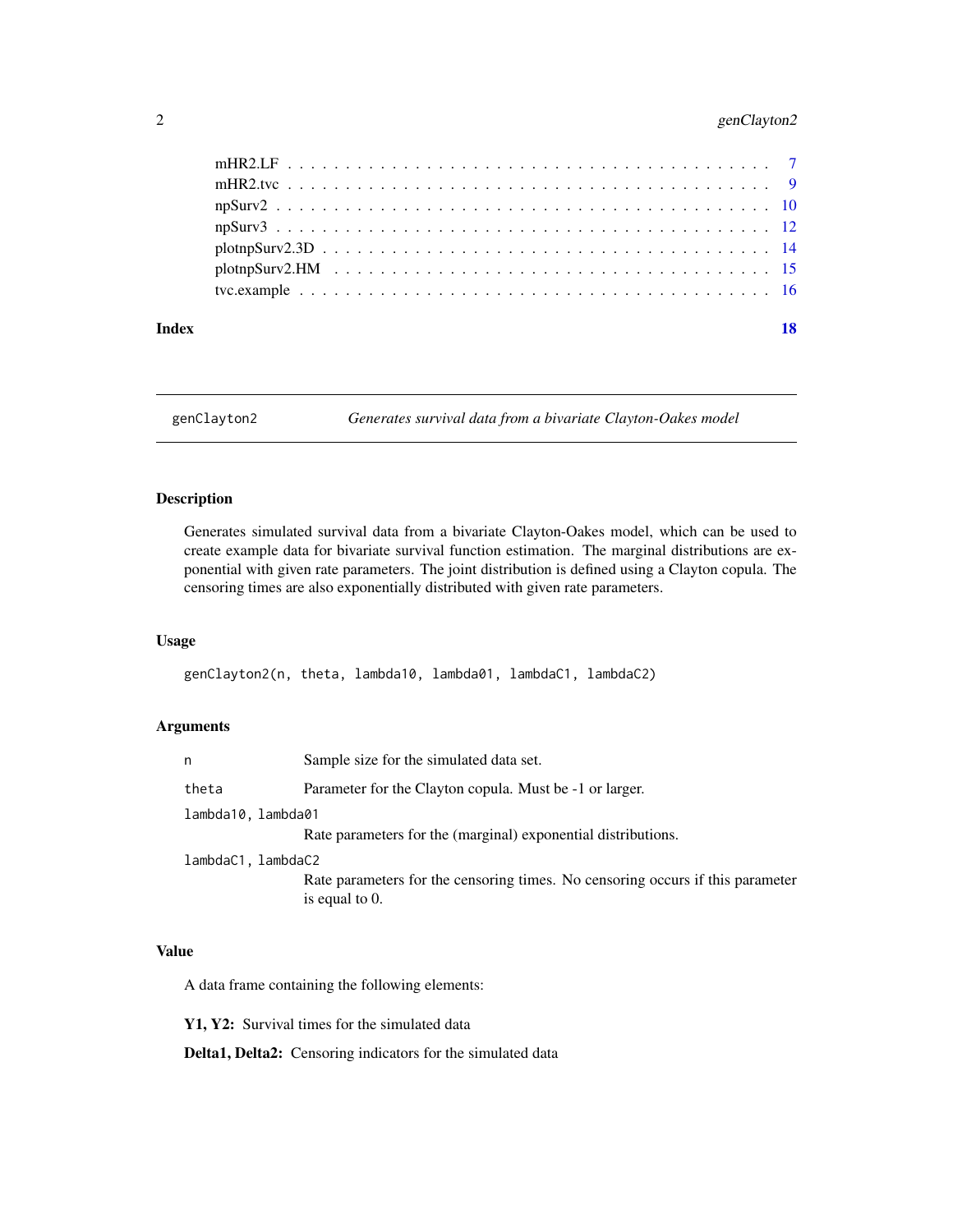| | |
|---|---|
| mHR2.LF | 7 |
| mHR2.tvc | 9 |
| npSurv2 | 10 |
| npSurv3 | 12 |
| plotnpSurv2.3D | 14 |
| plotnpSurv2.HM | 15 |
| tvc.example | 16 |

**Index** **18**

---

## genClayton2 — *Generates survival data from a bivariate Clayton-Oakes model*

---

### Description

Generates simulated survival data from a bivariate Clayton-Oakes model, which can be used to create example data for bivariate survival function estimation. The marginal distributions are exponential with given rate parameters. The joint distribution is defined using a Clayton copula. The censoring times are also exponentially distributed with given rate parameters.

### Usage

```
genClayton2(n, theta, lambda10, lambda01, lambdaC1, lambdaC2)
```

### Arguments

| | |
|---|---|
| `n` | Sample size for the simulated data set. |
| `theta` | Parameter for the Clayton copula. Must be -1 or larger. |
| `lambda10, lambda01` | Rate parameters for the (marginal) exponential distributions. |
| `lambdaC1, lambdaC2` | Rate parameters for the censoring times. No censoring occurs if this parameter is equal to 0. |

### Value

A data frame containing the following elements:

**Y1, Y2:** Survival times for the simulated data

**Delta1, Delta2:** Censoring indicators for the simulated data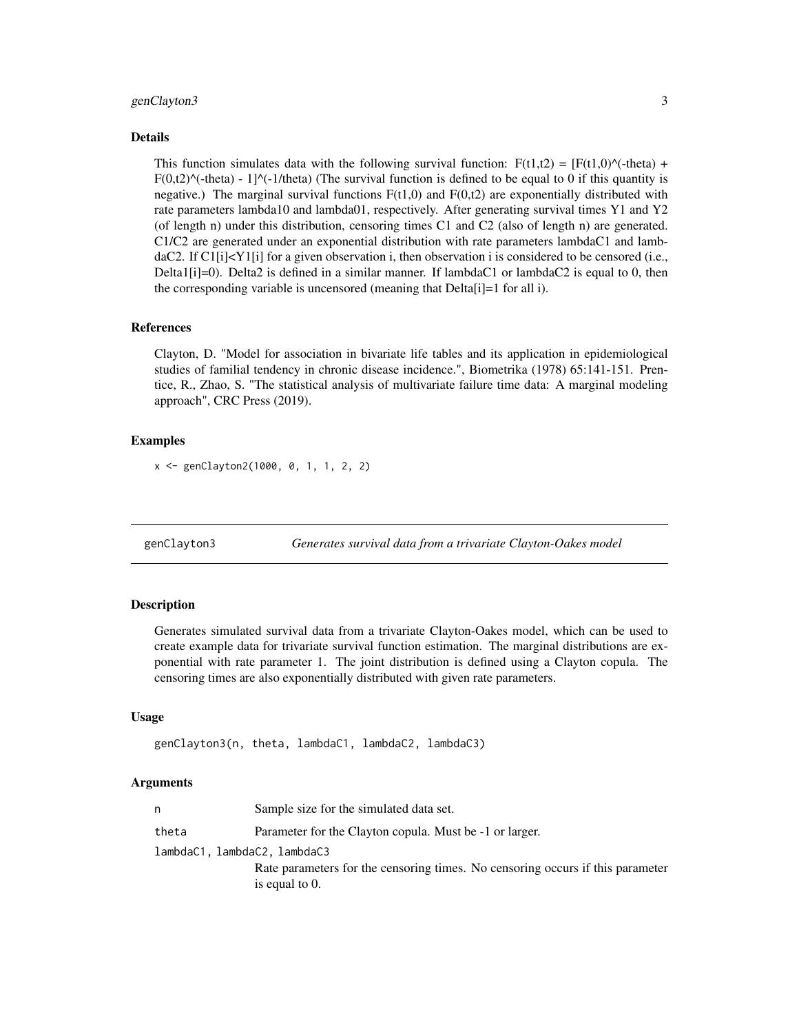## Details

This function simulates data with the following survival function: F(t1,t2) = [F(t1,0)^(-theta) + F(0,t2)^(-theta) - 1]^(-1/theta) (The survival function is defined to be equal to 0 if this quantity is negative.) The marginal survival functions F(t1,0) and F(0,t2) are exponentially distributed with rate parameters lambda10 and lambda01, respectively. After generating survival times Y1 and Y2 (of length n) under this distribution, censoring times C1 and C2 (also of length n) are generated. C1/C2 are generated under an exponential distribution with rate parameters lambdaC1 and lambdaC2. If C1[i]<Y1[i] for a given observation i, then observation i is considered to be censored (i.e., Delta1[i]=0). Delta2 is defined in a similar manner. If lambdaC1 or lambdaC2 is equal to 0, then the corresponding variable is uncensored (meaning that Delta[i]=1 for all i).

## References

Clayton, D. "Model for association in bivariate life tables and its application in epidemiological studies of familial tendency in chronic disease incidence.", Biometrika (1978) 65:141-151. Prentice, R., Zhao, S. "The statistical analysis of multivariate failure time data: A marginal modeling approach", CRC Press (2019).

## Examples

```
x <- genClayton2(1000, 0, 1, 1, 2, 2)
```

---

# genClayton3 — *Generates survival data from a trivariate Clayton-Oakes model*

## Description

Generates simulated survival data from a trivariate Clayton-Oakes model, which can be used to create example data for trivariate survival function estimation. The marginal distributions are exponential with rate parameter 1. The joint distribution is defined using a Clayton copula. The censoring times are also exponentially distributed with given rate parameters.

## Usage

```
genClayton3(n, theta, lambdaC1, lambdaC2, lambdaC3)
```

## Arguments

| | |
|---|---|
| n | Sample size for the simulated data set. |
| theta | Parameter for the Clayton copula. Must be -1 or larger. |
| lambdaC1, lambdaC2, lambdaC3 | Rate parameters for the censoring times. No censoring occurs if this parameter is equal to 0. |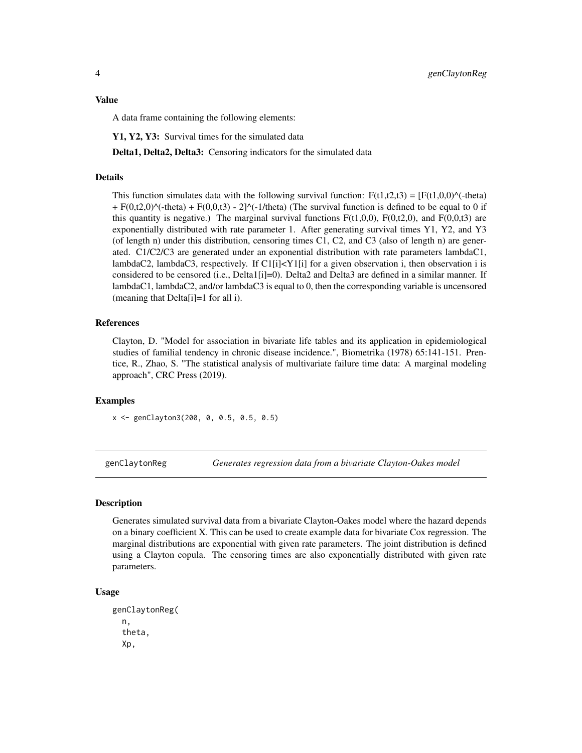### Value

A data frame containing the following elements:

**Y1, Y2, Y3:** Survival times for the simulated data

**Delta1, Delta2, Delta3:** Censoring indicators for the simulated data

### Details

This function simulates data with the following survival function: F(t1,t2,t3) = [F(t1,0,0)^(-theta) + F(0,t2,0)^(-theta) + F(0,0,t3) - 2]^(-1/theta) (The survival function is defined to be equal to 0 if this quantity is negative.) The marginal survival functions F(t1,0,0), F(0,t2,0), and F(0,0,t3) are exponentially distributed with rate parameter 1. After generating survival times Y1, Y2, and Y3 (of length n) under this distribution, censoring times C1, C2, and C3 (also of length n) are generated. C1/C2/C3 are generated under an exponential distribution with rate parameters lambdaC1, lambdaC2, lambdaC3, respectively. If C1[i]<Y1[i] for a given observation i, then observation i is considered to be censored (i.e., Delta1[i]=0). Delta2 and Delta3 are defined in a similar manner. If lambdaC1, lambdaC2, and/or lambdaC3 is equal to 0, then the corresponding variable is uncensored (meaning that Delta[i]=1 for all i).

### References

Clayton, D. "Model for association in bivariate life tables and its application in epidemiological studies of familial tendency in chronic disease incidence.", Biometrika (1978) 65:141-151. Prentice, R., Zhao, S. "The statistical analysis of multivariate failure time data: A marginal modeling approach", CRC Press (2019).

### Examples

```
x <- genClayton3(200, 0, 0.5, 0.5, 0.5)
```

---

## genClaytonReg — *Generates regression data from a bivariate Clayton-Oakes model*

### Description

Generates simulated survival data from a bivariate Clayton-Oakes model where the hazard depends on a binary coefficient X. This can be used to create example data for bivariate Cox regression. The marginal distributions are exponential with given rate parameters. The joint distribution is defined using a Clayton copula. The censoring times are also exponentially distributed with given rate parameters.

### Usage

```
genClaytonReg(
  n,
  theta,
  Xp,
```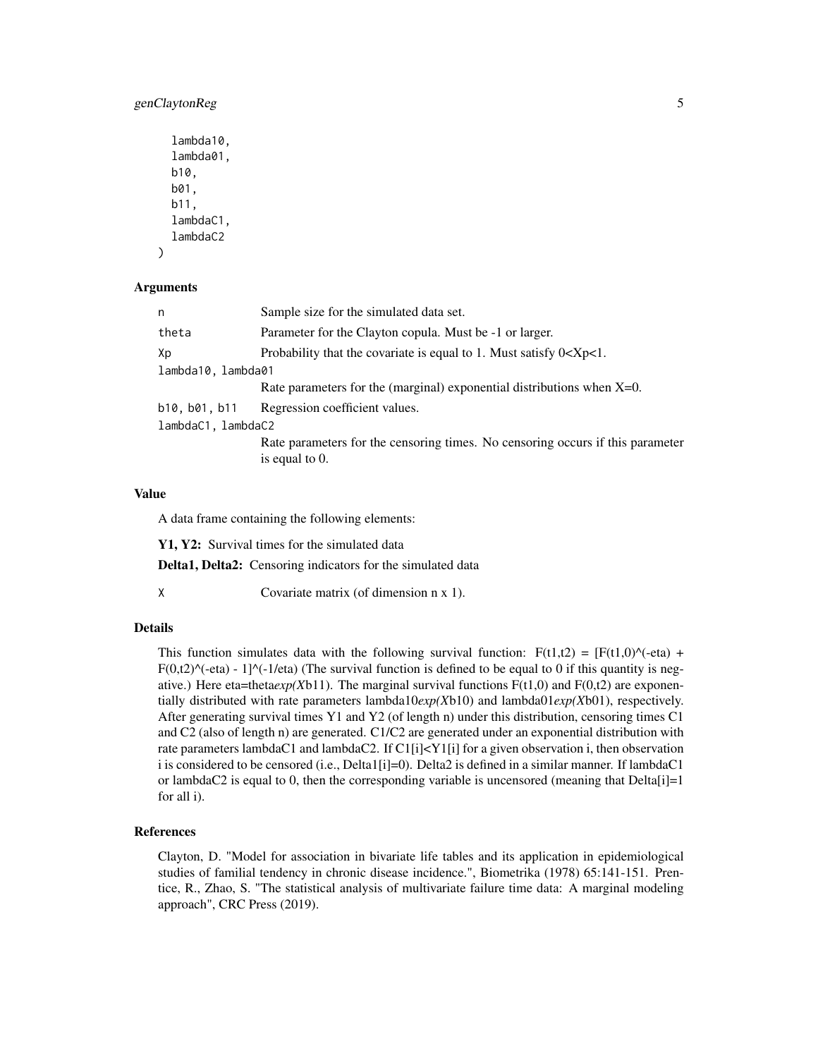```
  lambda10,
  lambda01,
  b10,
  b01,
  b11,
  lambdaC1,
  lambdaC2
)
```

## Arguments

| | |
|---|---|
| n | Sample size for the simulated data set. |
| theta | Parameter for the Clayton copula. Must be -1 or larger. |
| Xp | Probability that the covariate is equal to 1. Must satisfy 0<Xp<1. |
| lambda10, lambda01 | Rate parameters for the (marginal) exponential distributions when X=0. |
| b10, b01, b11 | Regression coefficient values. |
| lambdaC1, lambdaC2 | Rate parameters for the censoring times. No censoring occurs if this parameter is equal to 0. |

## Value

A data frame containing the following elements:

**Y1, Y2:** Survival times for the simulated data

**Delta1, Delta2:** Censoring indicators for the simulated data

| | |
|---|---|
| X | Covariate matrix (of dimension n x 1). |

## Details

This function simulates data with the following survival function: F(t1,t2) = [F(t1,0)^(-eta) + F(0,t2)^(-eta) - 1]^(-1/eta) (The survival function is defined to be equal to 0 if this quantity is negative.) Here eta=theta*exp(X*b11). The marginal survival functions F(t1,0) and F(0,t2) are exponentially distributed with rate parameters lambda10*exp(X*b10) and lambda01*exp(X*b01), respectively. After generating survival times Y1 and Y2 (of length n) under this distribution, censoring times C1 and C2 (also of length n) are generated. C1/C2 are generated under an exponential distribution with rate parameters lambdaC1 and lambdaC2. If C1[i]<Y1[i] for a given observation i, then observation i is considered to be censored (i.e., Delta1[i]=0). Delta2 is defined in a similar manner. If lambdaC1 or lambdaC2 is equal to 0, then the corresponding variable is uncensored (meaning that Delta[i]=1 for all i).

## References

Clayton, D. "Model for association in bivariate life tables and its application in epidemiological studies of familial tendency in chronic disease incidence.", Biometrika (1978) 65:141-151. Prentice, R., Zhao, S. "The statistical analysis of multivariate failure time data: A marginal modeling approach", CRC Press (2019).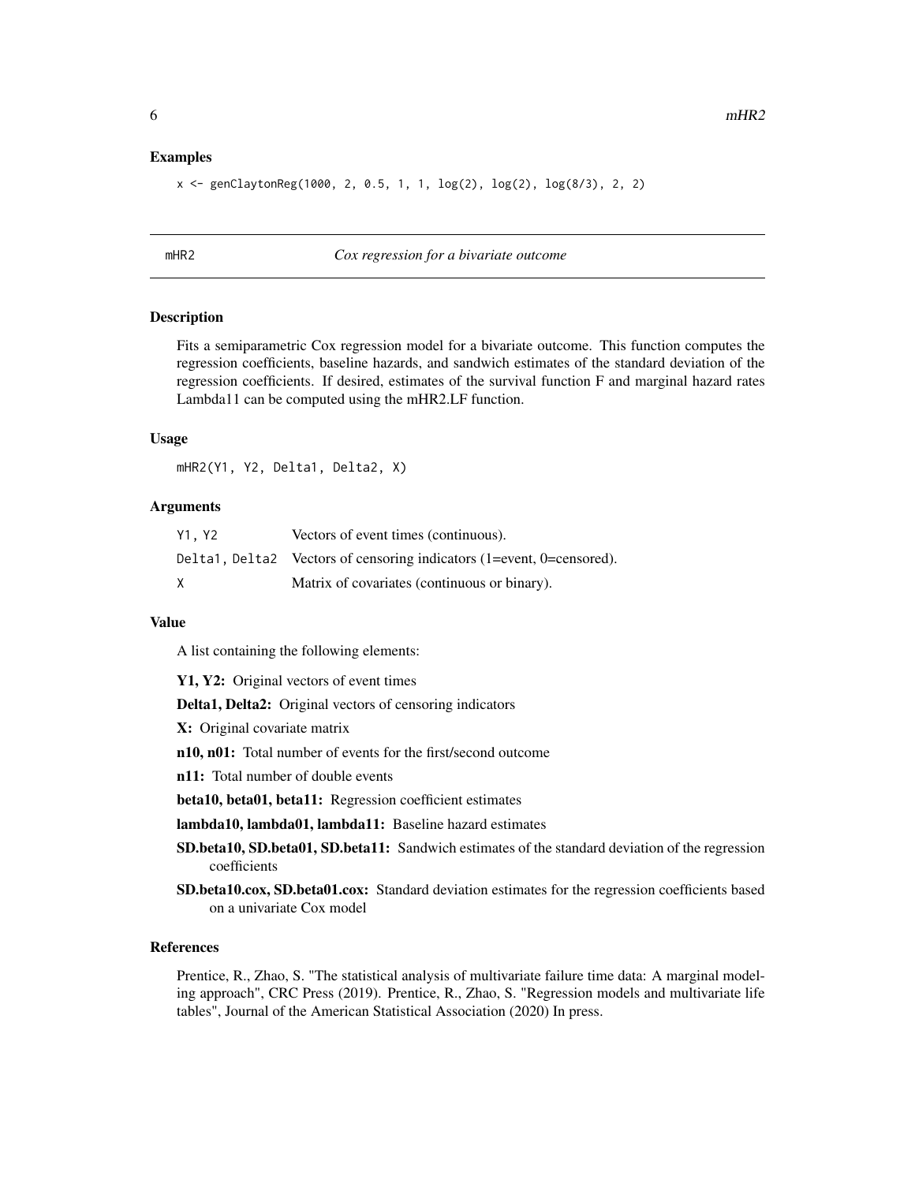## Examples

```
x <- genClaytonReg(1000, 2, 0.5, 1, 1, log(2), log(2), log(8/3), 2, 2)
```

---

# mHR2 *Cox regression for a bivariate outcome*

## Description

Fits a semiparametric Cox regression model for a bivariate outcome. This function computes the regression coefficients, baseline hazards, and sandwich estimates of the standard deviation of the regression coefficients. If desired, estimates of the survival function F and marginal hazard rates Lambda11 can be computed using the mHR2.LF function.

## Usage

```
mHR2(Y1, Y2, Delta1, Delta2, X)
```

## Arguments

| | |
|---|---|
| `Y1, Y2` | Vectors of event times (continuous). |
| `Delta1, Delta2` | Vectors of censoring indicators (1=event, 0=censored). |
| `X` | Matrix of covariates (continuous or binary). |

## Value

A list containing the following elements:

**Y1, Y2:** Original vectors of event times

**Delta1, Delta2:** Original vectors of censoring indicators

**X:** Original covariate matrix

**n10, n01:** Total number of events for the first/second outcome

**n11:** Total number of double events

**beta10, beta01, beta11:** Regression coefficient estimates

**lambda10, lambda01, lambda11:** Baseline hazard estimates

**SD.beta10, SD.beta01, SD.beta11:** Sandwich estimates of the standard deviation of the regression coefficients

**SD.beta10.cox, SD.beta01.cox:** Standard deviation estimates for the regression coefficients based on a univariate Cox model

## References

Prentice, R., Zhao, S. "The statistical analysis of multivariate failure time data: A marginal modeling approach", CRC Press (2019). Prentice, R., Zhao, S. "Regression models and multivariate life tables", Journal of the American Statistical Association (2020) In press.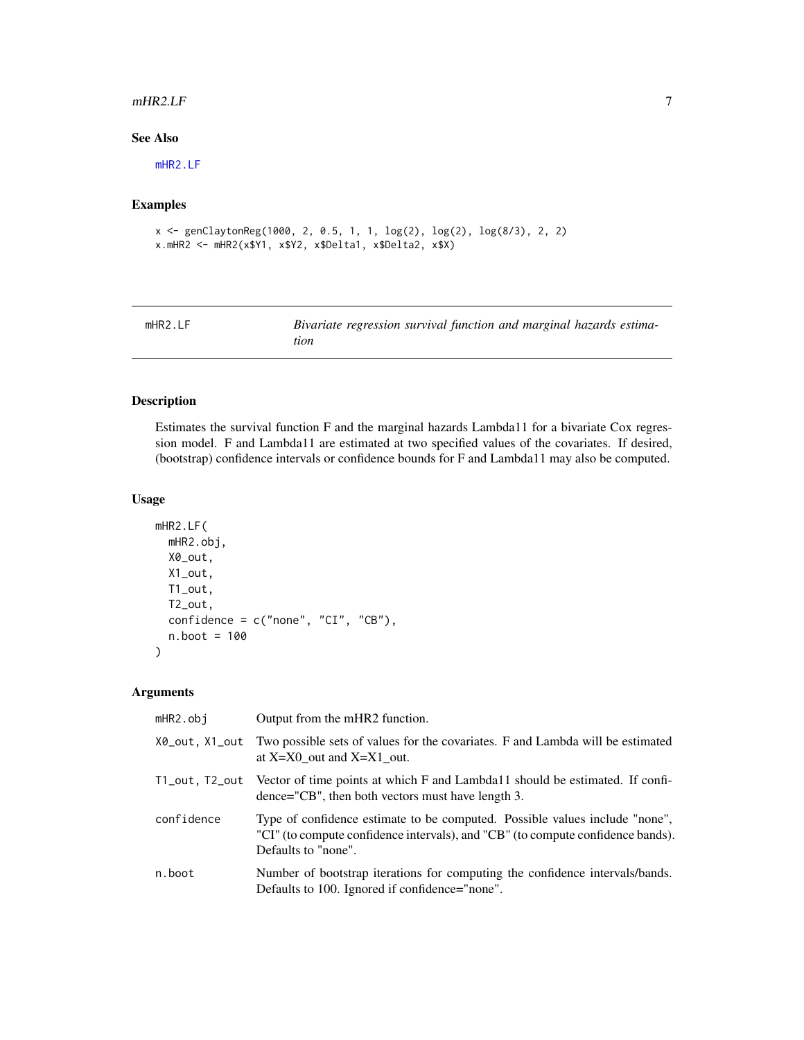### See Also

mHR2.LF

### Examples

```
x <- genClaytonReg(1000, 2, 0.5, 1, 1, log(2), log(2), log(8/3), 2, 2)
x.mHR2 <- mHR2(x$Y1, x$Y2, x$Delta1, x$Delta2, x$X)
```

---

## mHR2.LF — *Bivariate regression survival function and marginal hazards estimation*

---

### Description

Estimates the survival function F and the marginal hazards Lambda11 for a bivariate Cox regression model. F and Lambda11 are estimated at two specified values of the covariates. If desired, (bootstrap) confidence intervals or confidence bounds for F and Lambda11 may also be computed.

### Usage

```
mHR2.LF(
  mHR2.obj,
  X0_out,
  X1_out,
  T1_out,
  T2_out,
  confidence = c("none", "CI", "CB"),
  n.boot = 100
)
```

### Arguments

| | |
|---|---|
| mHR2.obj | Output from the mHR2 function. |
| X0_out, X1_out | Two possible sets of values for the covariates. F and Lambda will be estimated at X=X0_out and X=X1_out. |
| T1_out, T2_out | Vector of time points at which F and Lambda11 should be estimated. If confidence="CB", then both vectors must have length 3. |
| confidence | Type of confidence estimate to be computed. Possible values include "none", "CI" (to compute confidence intervals), and "CB" (to compute confidence bands). Defaults to "none". |
| n.boot | Number of bootstrap iterations for computing the confidence intervals/bands. Defaults to 100. Ignored if confidence="none". |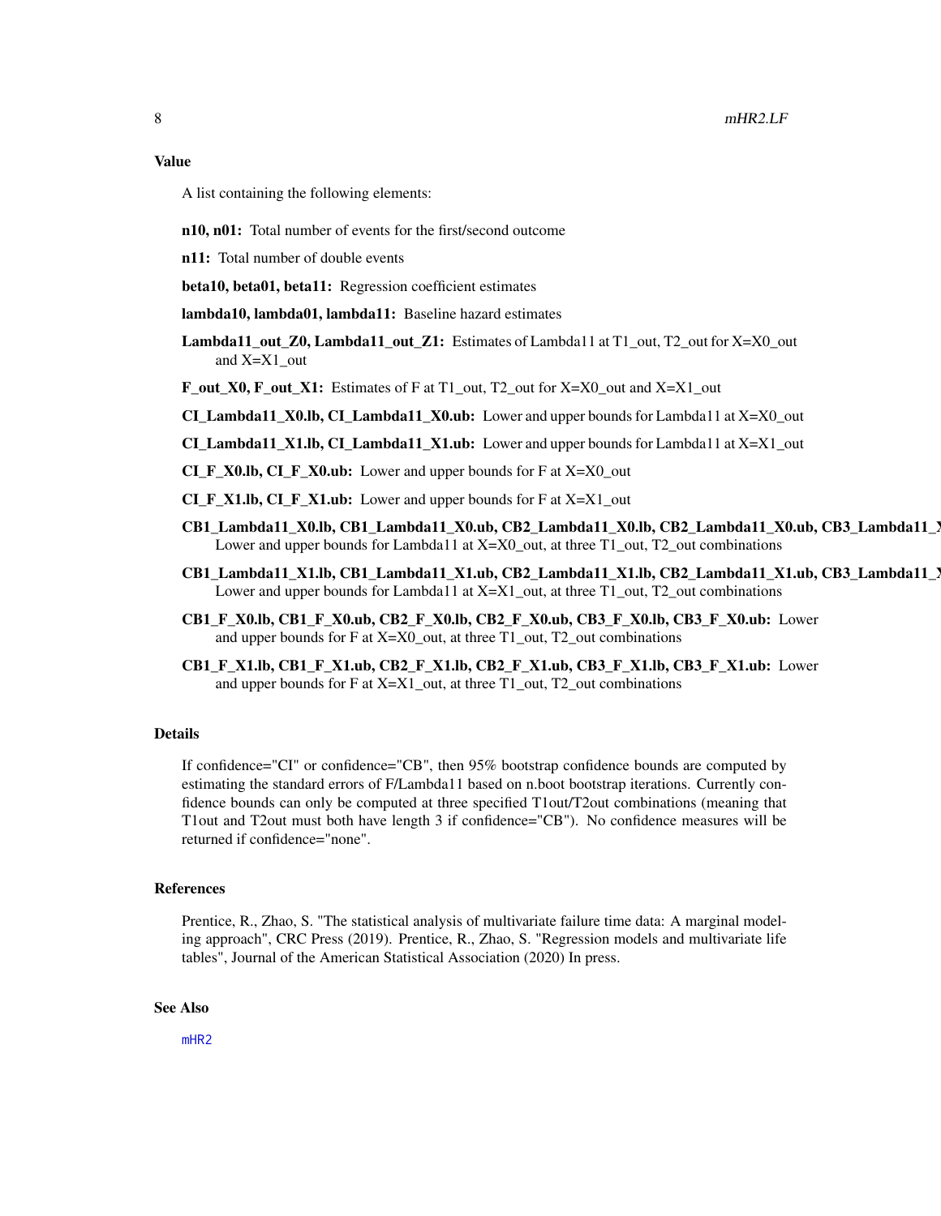## Value

A list containing the following elements:

**n10, n01:** Total number of events for the first/second outcome

**n11:** Total number of double events

**beta10, beta01, beta11:** Regression coefficient estimates

**lambda10, lambda01, lambda11:** Baseline hazard estimates

**Lambda11_out_Z0, Lambda11_out_Z1:** Estimates of Lambda11 at T1_out, T2_out for X=X0_out and X=X1_out

**F_out_X0, F_out_X1:** Estimates of F at T1_out, T2_out for X=X0_out and X=X1_out

**CI_Lambda11_X0.lb, CI_Lambda11_X0.ub:** Lower and upper bounds for Lambda11 at X=X0_out

**CI_Lambda11_X1.lb, CI_Lambda11_X1.ub:** Lower and upper bounds for Lambda11 at X=X1_out

**CI_F_X0.lb, CI_F_X0.ub:** Lower and upper bounds for F at X=X0_out

**CI_F_X1.lb, CI_F_X1.ub:** Lower and upper bounds for F at X=X1_out

**CB1_Lambda11_X0.lb, CB1_Lambda11_X0.ub, CB2_Lambda11_X0.lb, CB2_Lambda11_X0.ub, CB3_Lambda11_X** Lower and upper bounds for Lambda11 at X=X0_out, at three T1_out, T2_out combinations

**CB1_Lambda11_X1.lb, CB1_Lambda11_X1.ub, CB2_Lambda11_X1.lb, CB2_Lambda11_X1.ub, CB3_Lambda11_X** Lower and upper bounds for Lambda11 at X=X1_out, at three T1_out, T2_out combinations

**CB1_F_X0.lb, CB1_F_X0.ub, CB2_F_X0.lb, CB2_F_X0.ub, CB3_F_X0.lb, CB3_F_X0.ub:** Lower and upper bounds for F at X=X0_out, at three T1_out, T2_out combinations

**CB1_F_X1.lb, CB1_F_X1.ub, CB2_F_X1.lb, CB2_F_X1.ub, CB3_F_X1.lb, CB3_F_X1.ub:** Lower and upper bounds for F at X=X1_out, at three T1_out, T2_out combinations

## Details

If confidence="CI" or confidence="CB", then 95% bootstrap confidence bounds are computed by estimating the standard errors of F/Lambda11 based on n.boot bootstrap iterations. Currently confidence bounds can only be computed at three specified T1out/T2out combinations (meaning that T1out and T2out must both have length 3 if confidence="CB"). No confidence measures will be returned if confidence="none".

## References

Prentice, R., Zhao, S. "The statistical analysis of multivariate failure time data: A marginal modeling approach", CRC Press (2019). Prentice, R., Zhao, S. "Regression models and multivariate life tables", Journal of the American Statistical Association (2020) In press.

## See Also

mHR2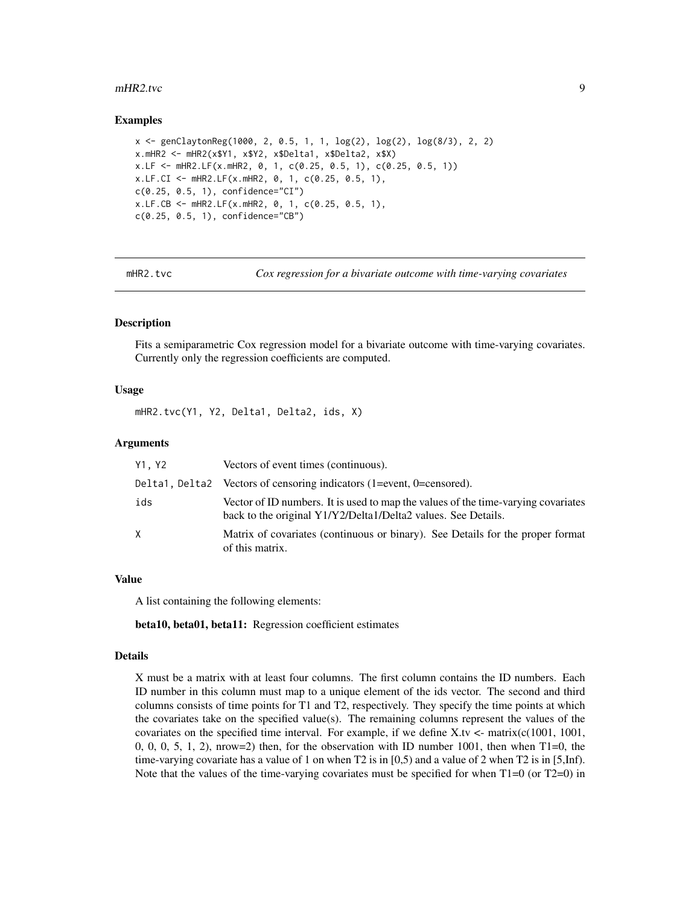### Examples

```
x <- genClaytonReg(1000, 2, 0.5, 1, 1, log(2), log(2), log(8/3), 2, 2)
x.mHR2 <- mHR2(x$Y1, x$Y2, x$Delta1, x$Delta2, x$X)
x.LF <- mHR2.LF(x.mHR2, 0, 1, c(0.25, 0.5, 1), c(0.25, 0.5, 1))
x.LF.CI <- mHR2.LF(x.mHR2, 0, 1, c(0.25, 0.5, 1),
c(0.25, 0.5, 1), confidence="CI")
x.LF.CB <- mHR2.LF(x.mHR2, 0, 1, c(0.25, 0.5, 1),
c(0.25, 0.5, 1), confidence="CB")
```

---

## mHR2.tvc — *Cox regression for a bivariate outcome with time-varying covariates*

### Description

Fits a semiparametric Cox regression model for a bivariate outcome with time-varying covariates. Currently only the regression coefficients are computed.

### Usage

```
mHR2.tvc(Y1, Y2, Delta1, Delta2, ids, X)
```

### Arguments

| | |
|---|---|
| `Y1, Y2` | Vectors of event times (continuous). |
| `Delta1, Delta2` | Vectors of censoring indicators (1=event, 0=censored). |
| `ids` | Vector of ID numbers. It is used to map the values of the time-varying covariates back to the original Y1/Y2/Delta1/Delta2 values. See Details. |
| `X` | Matrix of covariates (continuous or binary). See Details for the proper format of this matrix. |

### Value

A list containing the following elements:

**beta10, beta01, beta11:** Regression coefficient estimates

### Details

X must be a matrix with at least four columns. The first column contains the ID numbers. Each ID number in this column must map to a unique element of the ids vector. The second and third columns consists of time points for T1 and T2, respectively. They specify the time points at which the covariates take on the specified value(s). The remaining columns represent the values of the covariates on the specified time interval. For example, if we define X.tv <- matrix(c(1001, 1001, 0, 0, 0, 5, 1, 2), nrow=2) then, for the observation with ID number 1001, then when T1=0, the time-varying covariate has a value of 1 on when T2 is in [0,5) and a value of 2 when T2 is in [5,Inf). Note that the values of the time-varying covariates must be specified for when T1=0 (or T2=0) in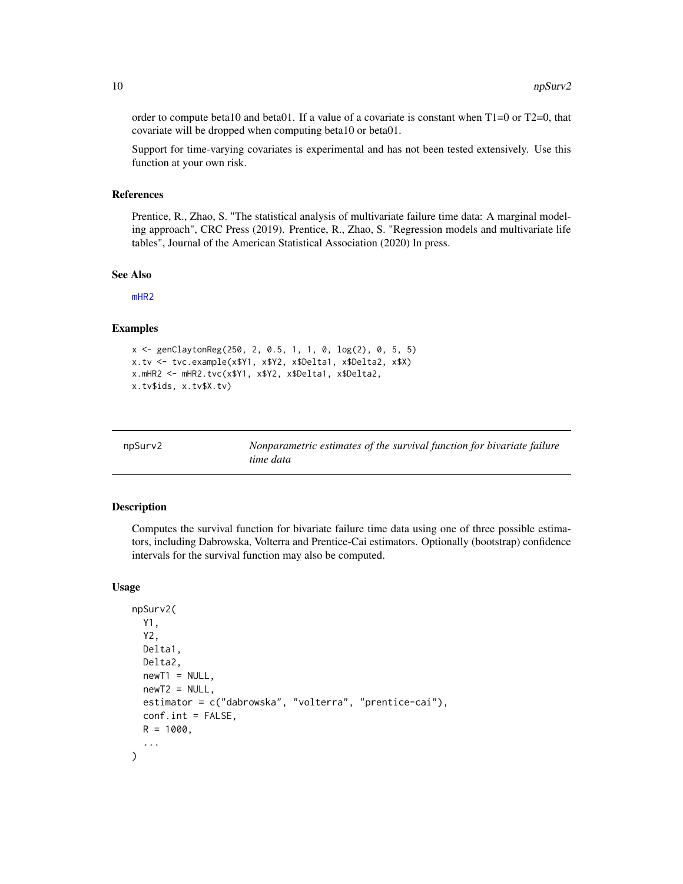order to compute beta10 and beta01. If a value of a covariate is constant when T1=0 or T2=0, that covariate will be dropped when computing beta10 or beta01.

Support for time-varying covariates is experimental and has not been tested extensively. Use this function at your own risk.

### References

Prentice, R., Zhao, S. "The statistical analysis of multivariate failure time data: A marginal modeling approach", CRC Press (2019). Prentice, R., Zhao, S. "Regression models and multivariate life tables", Journal of the American Statistical Association (2020) In press.

### See Also

mHR2

### Examples

```
x <- genClaytonReg(250, 2, 0.5, 1, 1, 0, log(2), 0, 5, 5)
x.tv <- tvc.example(x$Y1, x$Y2, x$Delta1, x$Delta2, x$X)
x.mHR2 <- mHR2.tvc(x$Y1, x$Y2, x$Delta1, x$Delta2,
x.tv$ids, x.tv$X.tv)
```

---

## npSurv2 — *Nonparametric estimates of the survival function for bivariate failure time data*

---

### Description

Computes the survival function for bivariate failure time data using one of three possible estimators, including Dabrowska, Volterra and Prentice-Cai estimators. Optionally (bootstrap) confidence intervals for the survival function may also be computed.

### Usage

```
npSurv2(
  Y1,
  Y2,
  Delta1,
  Delta2,
  newT1 = NULL,
  newT2 = NULL,
  estimator = c("dabrowska", "volterra", "prentice-cai"),
  conf.int = FALSE,
  R = 1000,
  ...
)
```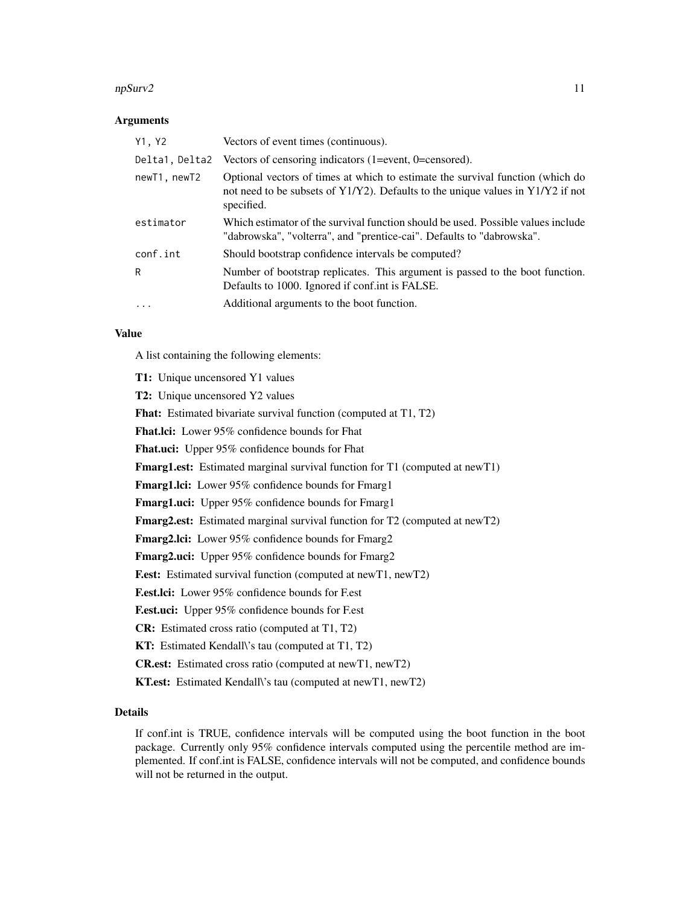### Arguments

| | |
|---|---|
| `Y1, Y2` | Vectors of event times (continuous). |
| `Delta1, Delta2` | Vectors of censoring indicators (1=event, 0=censored). |
| `newT1, newT2` | Optional vectors of times at which to estimate the survival function (which do not need to be subsets of Y1/Y2). Defaults to the unique values in Y1/Y2 if not specified. |
| `estimator` | Which estimator of the survival function should be used. Possible values include "dabrowska", "volterra", and "prentice-cai". Defaults to "dabrowska". |
| `conf.int` | Should bootstrap confidence intervals be computed? |
| `R` | Number of bootstrap replicates. This argument is passed to the boot function. Defaults to 1000. Ignored if conf.int is FALSE. |
| `...` | Additional arguments to the boot function. |

### Value

A list containing the following elements:

**T1:** Unique uncensored Y1 values

**T2:** Unique uncensored Y2 values

**Fhat:** Estimated bivariate survival function (computed at T1, T2)

**Fhat.lci:** Lower 95% confidence bounds for Fhat

**Fhat.uci:** Upper 95% confidence bounds for Fhat

**Fmarg1.est:** Estimated marginal survival function for T1 (computed at newT1)

**Fmarg1.lci:** Lower 95% confidence bounds for Fmarg1

**Fmarg1.uci:** Upper 95% confidence bounds for Fmarg1

**Fmarg2.est:** Estimated marginal survival function for T2 (computed at newT2)

**Fmarg2.lci:** Lower 95% confidence bounds for Fmarg2

**Fmarg2.uci:** Upper 95% confidence bounds for Fmarg2

**F.est:** Estimated survival function (computed at newT1, newT2)

**F.est.lci:** Lower 95% confidence bounds for F.est

**F.est.uci:** Upper 95% confidence bounds for F.est

**CR:** Estimated cross ratio (computed at T1, T2)

**KT:** Estimated Kendall\'s tau (computed at T1, T2)

**CR.est:** Estimated cross ratio (computed at newT1, newT2)

**KT.est:** Estimated Kendall\'s tau (computed at newT1, newT2)

### Details

If conf.int is TRUE, confidence intervals will be computed using the boot function in the boot package. Currently only 95% confidence intervals computed using the percentile method are implemented. If conf.int is FALSE, confidence intervals will not be computed, and confidence bounds will not be returned in the output.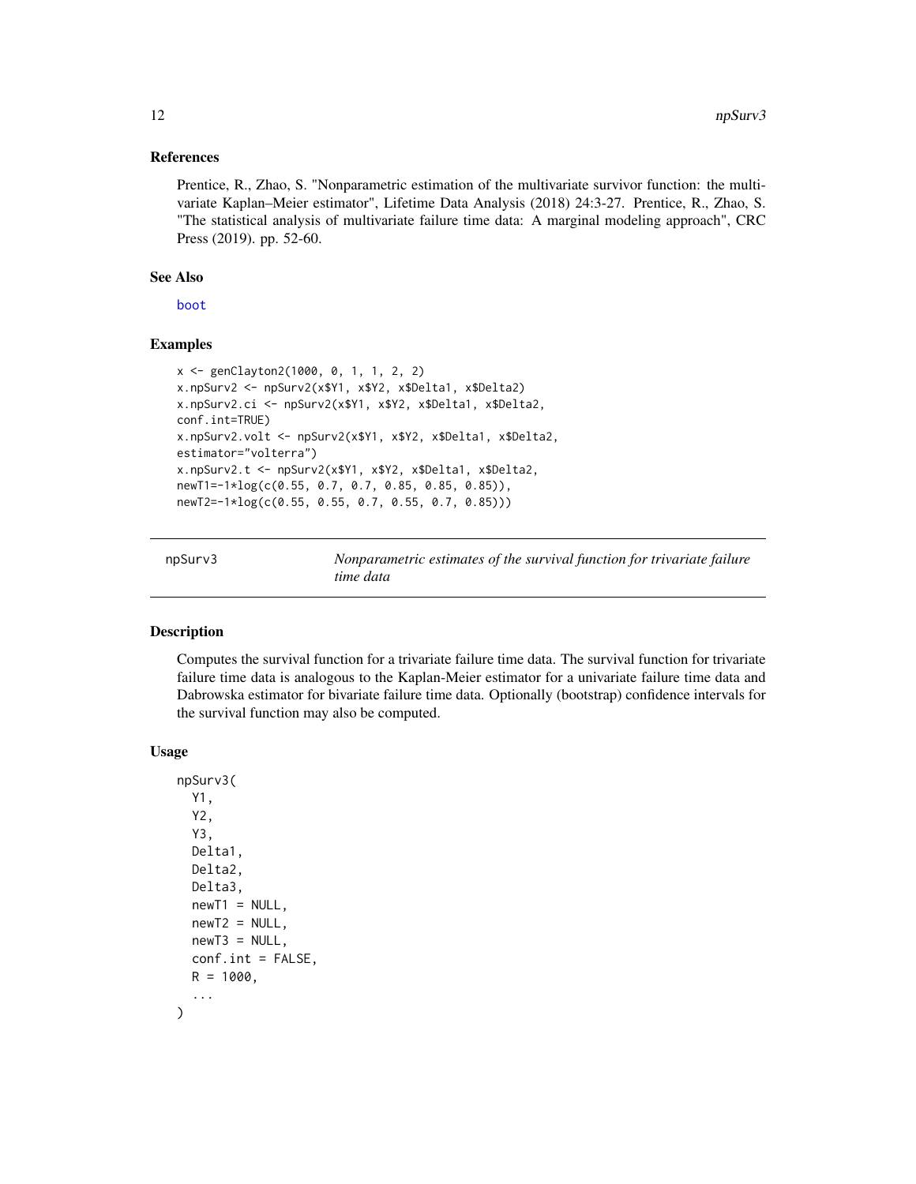### References

Prentice, R., Zhao, S. "Nonparametric estimation of the multivariate survivor function: the multivariate Kaplan–Meier estimator", Lifetime Data Analysis (2018) 24:3-27. Prentice, R., Zhao, S. "The statistical analysis of multivariate failure time data: A marginal modeling approach", CRC Press (2019). pp. 52-60.

### See Also

boot

### Examples

```
x <- genClayton2(1000, 0, 1, 1, 2, 2)
x.npSurv2 <- npSurv2(x$Y1, x$Y2, x$Delta1, x$Delta2)
x.npSurv2.ci <- npSurv2(x$Y1, x$Y2, x$Delta1, x$Delta2,
conf.int=TRUE)
x.npSurv2.volt <- npSurv2(x$Y1, x$Y2, x$Delta1, x$Delta2,
estimator="volterra")
x.npSurv2.t <- npSurv2(x$Y1, x$Y2, x$Delta1, x$Delta2,
newT1=-1*log(c(0.55, 0.7, 0.7, 0.85, 0.85, 0.85)),
newT2=-1*log(c(0.55, 0.55, 0.7, 0.55, 0.7, 0.85)))
```

## npSurv3 — *Nonparametric estimates of the survival function for trivariate failure time data*

### Description

Computes the survival function for a trivariate failure time data. The survival function for trivariate failure time data is analogous to the Kaplan-Meier estimator for a univariate failure time data and Dabrowska estimator for bivariate failure time data. Optionally (bootstrap) confidence intervals for the survival function may also be computed.

### Usage

```
npSurv3(
  Y1,
  Y2,
  Y3,
  Delta1,
  Delta2,
  Delta3,
  newT1 = NULL,
  newT2 = NULL,
  newT3 = NULL,
  conf.int = FALSE,
  R = 1000,
  ...
)
```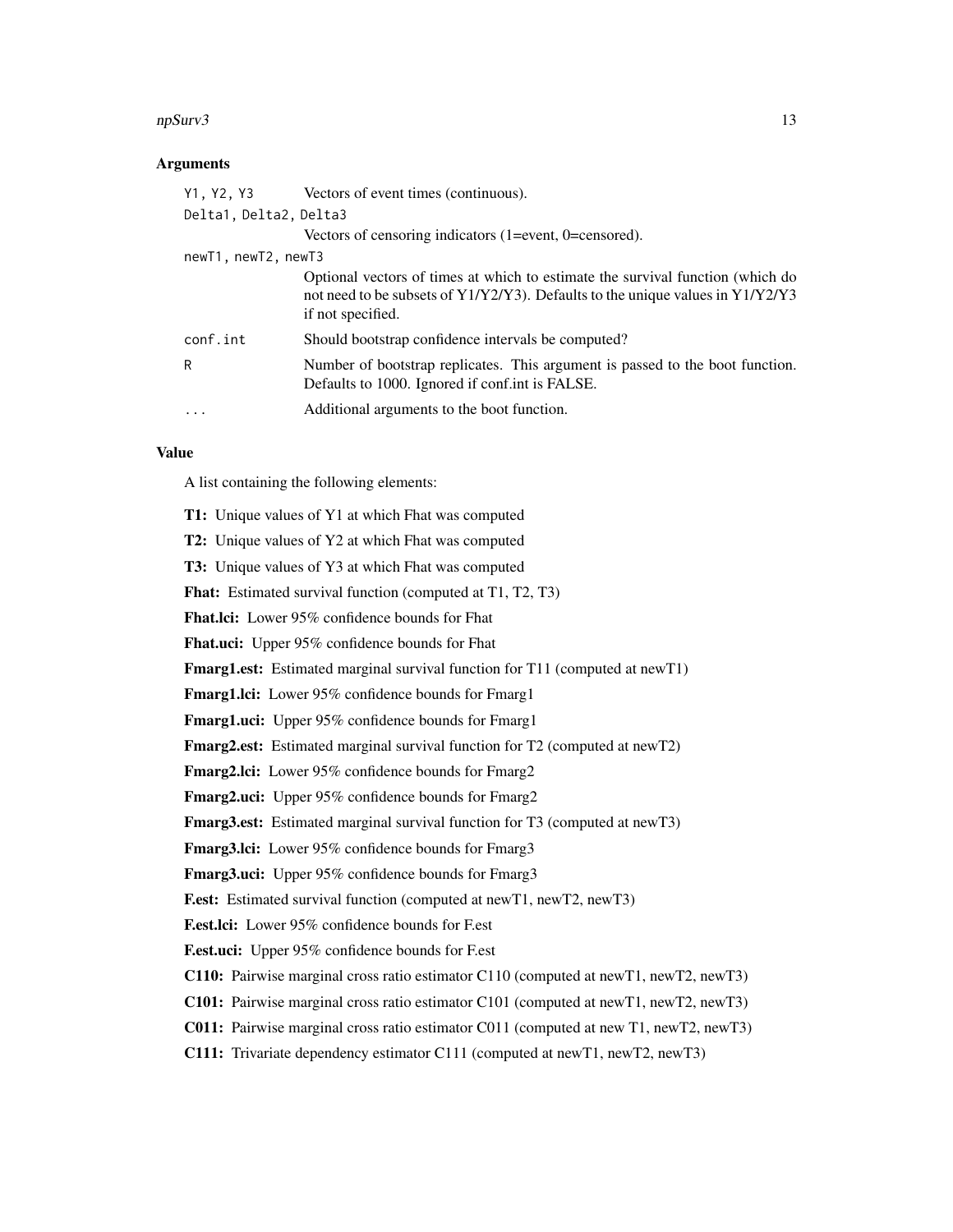### Arguments

| | |
|---|---|
| `Y1, Y2, Y3` | Vectors of event times (continuous). |
| `Delta1, Delta2, Delta3` | Vectors of censoring indicators (1=event, 0=censored). |
| `newT1, newT2, newT3` | Optional vectors of times at which to estimate the survival function (which do not need to be subsets of Y1/Y2/Y3). Defaults to the unique values in Y1/Y2/Y3 if not specified. |
| `conf.int` | Should bootstrap confidence intervals be computed? |
| `R` | Number of bootstrap replicates. This argument is passed to the boot function. Defaults to 1000. Ignored if conf.int is FALSE. |
| `...` | Additional arguments to the boot function. |

### Value

A list containing the following elements:

**T1:** Unique values of Y1 at which Fhat was computed

**T2:** Unique values of Y2 at which Fhat was computed

**T3:** Unique values of Y3 at which Fhat was computed

**Fhat:** Estimated survival function (computed at T1, T2, T3)

**Fhat.lci:** Lower 95% confidence bounds for Fhat

**Fhat.uci:** Upper 95% confidence bounds for Fhat

**Fmarg1.est:** Estimated marginal survival function for T11 (computed at newT1)

**Fmarg1.lci:** Lower 95% confidence bounds for Fmarg1

**Fmarg1.uci:** Upper 95% confidence bounds for Fmarg1

**Fmarg2.est:** Estimated marginal survival function for T2 (computed at newT2)

**Fmarg2.lci:** Lower 95% confidence bounds for Fmarg2

**Fmarg2.uci:** Upper 95% confidence bounds for Fmarg2

**Fmarg3.est:** Estimated marginal survival function for T3 (computed at newT3)

**Fmarg3.lci:** Lower 95% confidence bounds for Fmarg3

**Fmarg3.uci:** Upper 95% confidence bounds for Fmarg3

**F.est:** Estimated survival function (computed at newT1, newT2, newT3)

**F.est.lci:** Lower 95% confidence bounds for F.est

**F.est.uci:** Upper 95% confidence bounds for F.est

**C110:** Pairwise marginal cross ratio estimator C110 (computed at newT1, newT2, newT3)

**C101:** Pairwise marginal cross ratio estimator C101 (computed at newT1, newT2, newT3)

**C011:** Pairwise marginal cross ratio estimator C011 (computed at new T1, newT2, newT3)

**C111:** Trivariate dependency estimator C111 (computed at newT1, newT2, newT3)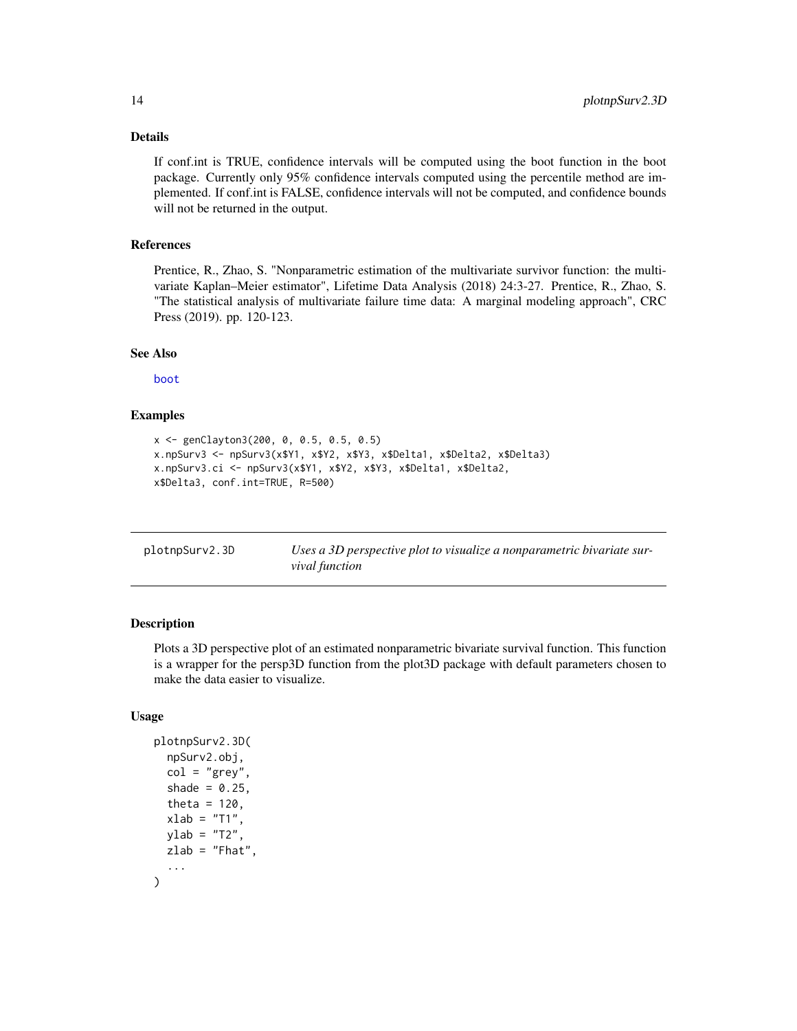### Details

If conf.int is TRUE, confidence intervals will be computed using the boot function in the boot package. Currently only 95% confidence intervals computed using the percentile method are implemented. If conf.int is FALSE, confidence intervals will not be computed, and confidence bounds will not be returned in the output.

### References

Prentice, R., Zhao, S. "Nonparametric estimation of the multivariate survivor function: the multivariate Kaplan–Meier estimator", Lifetime Data Analysis (2018) 24:3-27. Prentice, R., Zhao, S. "The statistical analysis of multivariate failure time data: A marginal modeling approach", CRC Press (2019). pp. 120-123.

### See Also

boot

### Examples

```
x <- genClayton3(200, 0, 0.5, 0.5, 0.5)
x.npSurv3 <- npSurv3(x$Y1, x$Y2, x$Y3, x$Delta1, x$Delta2, x$Delta3)
x.npSurv3.ci <- npSurv3(x$Y1, x$Y2, x$Y3, x$Delta1, x$Delta2,
x$Delta3, conf.int=TRUE, R=500)
```

---

## plotnpSurv2.3D — *Uses a 3D perspective plot to visualize a nonparametric bivariate survival function*

---

### Description

Plots a 3D perspective plot of an estimated nonparametric bivariate survival function. This function is a wrapper for the persp3D function from the plot3D package with default parameters chosen to make the data easier to visualize.

### Usage

```
plotnpSurv2.3D(
  npSurv2.obj,
  col = "grey",
  shade = 0.25,
  theta = 120,
  xlab = "T1",
  ylab = "T2",
  zlab = "Fhat",
  ...
)
```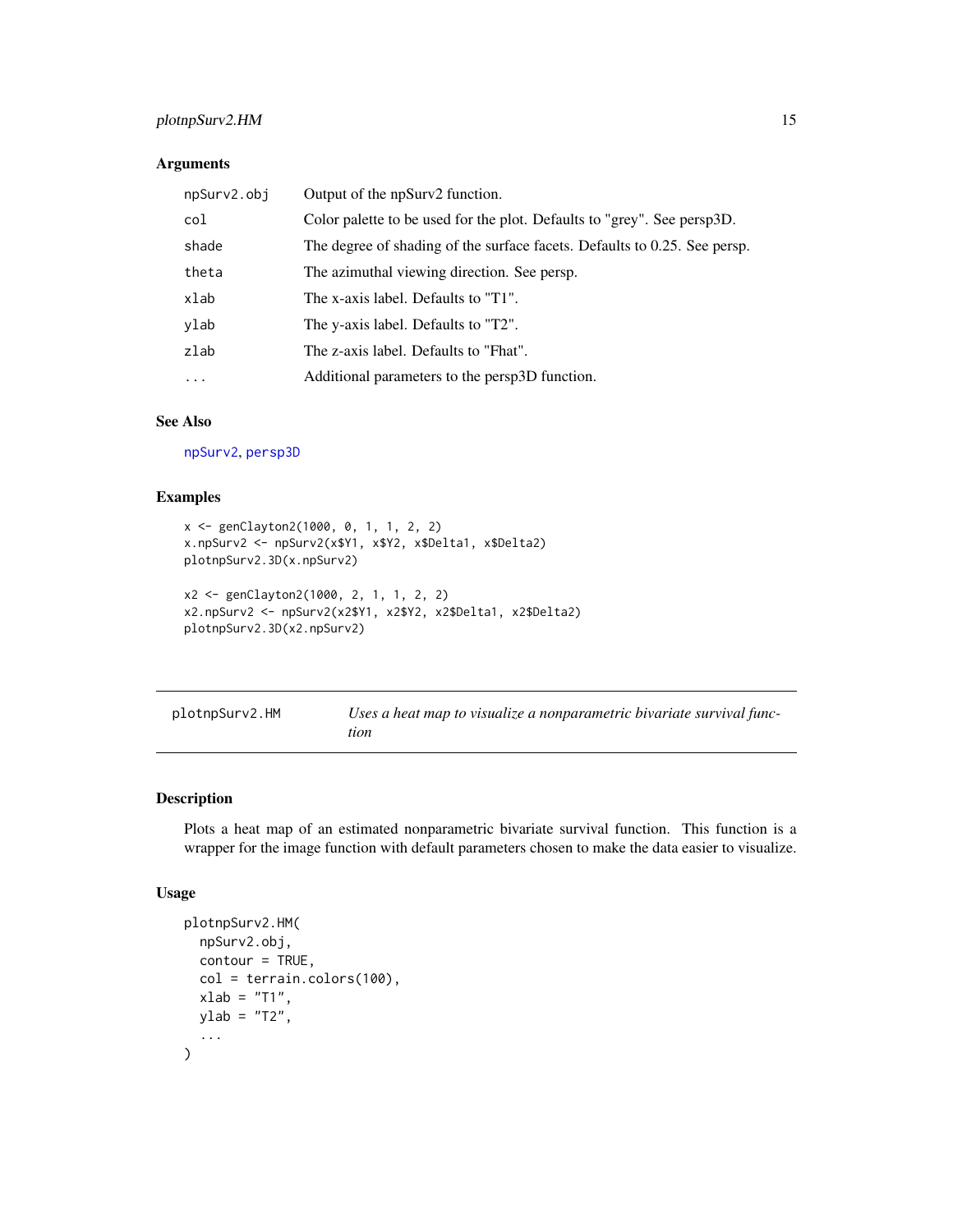### Arguments

| | |
|---|---|
| npSurv2.obj | Output of the npSurv2 function. |
| col | Color palette to be used for the plot. Defaults to "grey". See persp3D. |
| shade | The degree of shading of the surface facets. Defaults to 0.25. See persp. |
| theta | The azimuthal viewing direction. See persp. |
| xlab | The x-axis label. Defaults to "T1". |
| ylab | The y-axis label. Defaults to "T2". |
| zlab | The z-axis label. Defaults to "Fhat". |
| ... | Additional parameters to the persp3D function. |

### See Also

npSurv2, persp3D

### Examples

```
x <- genClayton2(1000, 0, 1, 1, 2, 2)
x.npSurv2 <- npSurv2(x$Y1, x$Y2, x$Delta1, x$Delta2)
plotnpSurv2.3D(x.npSurv2)

x2 <- genClayton2(1000, 2, 1, 1, 2, 2)
x2.npSurv2 <- npSurv2(x2$Y1, x2$Y2, x2$Delta1, x2$Delta2)
plotnpSurv2.3D(x2.npSurv2)
```

---

## plotnpSurv2.HM — *Uses a heat map to visualize a nonparametric bivariate survival function*

---

### Description

Plots a heat map of an estimated nonparametric bivariate survival function. This function is a wrapper for the image function with default parameters chosen to make the data easier to visualize.

### Usage

```
plotnpSurv2.HM(
  npSurv2.obj,
  contour = TRUE,
  col = terrain.colors(100),
  xlab = "T1",
  ylab = "T2",
  ...
)
```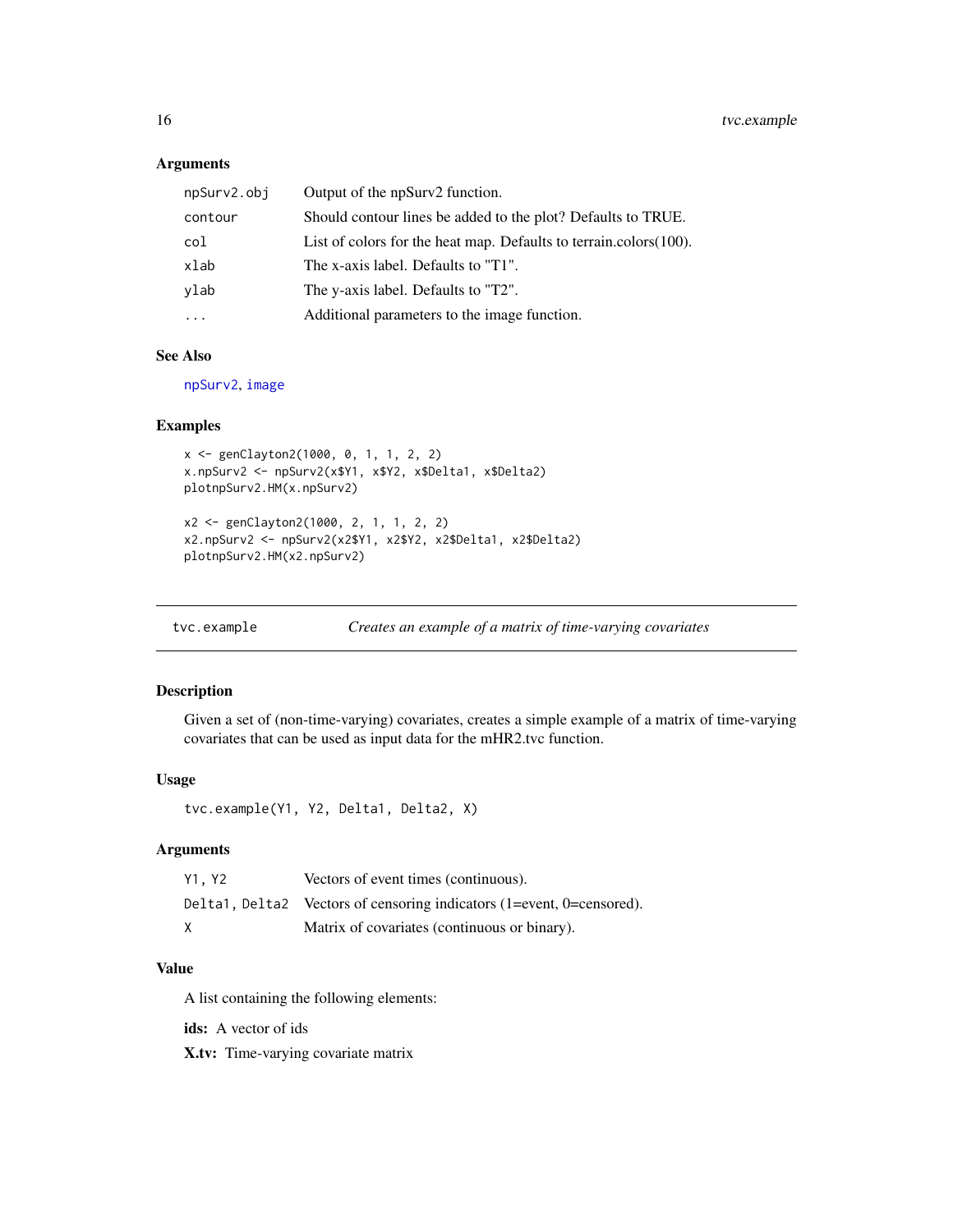### Arguments

| | |
|---|---|
| `npSurv2.obj` | Output of the npSurv2 function. |
| `contour` | Should contour lines be added to the plot? Defaults to TRUE. |
| `col` | List of colors for the heat map. Defaults to terrain.colors(100). |
| `xlab` | The x-axis label. Defaults to "T1". |
| `ylab` | The y-axis label. Defaults to "T2". |
| `...` | Additional parameters to the image function. |

### See Also

`npSurv2`, `image`

### Examples

```
x <- genClayton2(1000, 0, 1, 1, 2, 2)
x.npSurv2 <- npSurv2(x$Y1, x$Y2, x$Delta1, x$Delta2)
plotnpSurv2.HM(x.npSurv2)

x2 <- genClayton2(1000, 2, 1, 1, 2, 2)
x2.npSurv2 <- npSurv2(x2$Y1, x2$Y2, x2$Delta1, x2$Delta2)
plotnpSurv2.HM(x2.npSurv2)
```

---

## tvc.example — *Creates an example of a matrix of time-varying covariates*

### Description

Given a set of (non-time-varying) covariates, creates a simple example of a matrix of time-varying covariates that can be used as input data for the mHR2.tvc function.

### Usage

```
tvc.example(Y1, Y2, Delta1, Delta2, X)
```

### Arguments

| | |
|---|---|
| `Y1, Y2` | Vectors of event times (continuous). |
| `Delta1, Delta2` | Vectors of censoring indicators (1=event, 0=censored). |
| `X` | Matrix of covariates (continuous or binary). |

### Value

A list containing the following elements:

**ids:** A vector of ids

**X.tv:** Time-varying covariate matrix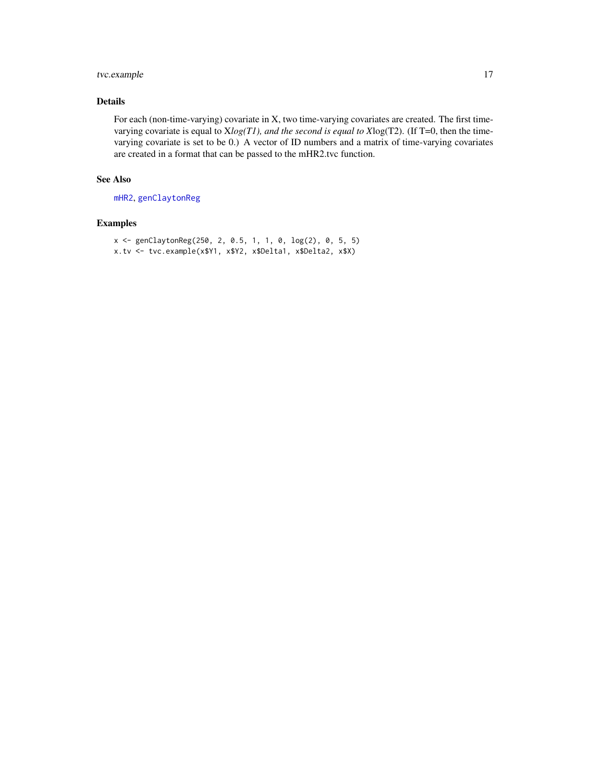## Details

For each (non-time-varying) covariate in X, two time-varying covariates are created. The first time-varying covariate is equal to X*log(T1), and the second is equal to X*log(T2). (If T=0, then the time-varying covariate is set to be 0.) A vector of ID numbers and a matrix of time-varying covariates are created in a format that can be passed to the mHR2.tvc function.

## See Also

mHR2, genClaytonReg

## Examples

```
x <- genClaytonReg(250, 2, 0.5, 1, 1, 0, log(2), 0, 5, 5)
x.tv <- tvc.example(x$Y1, x$Y2, x$Delta1, x$Delta2, x$X)
```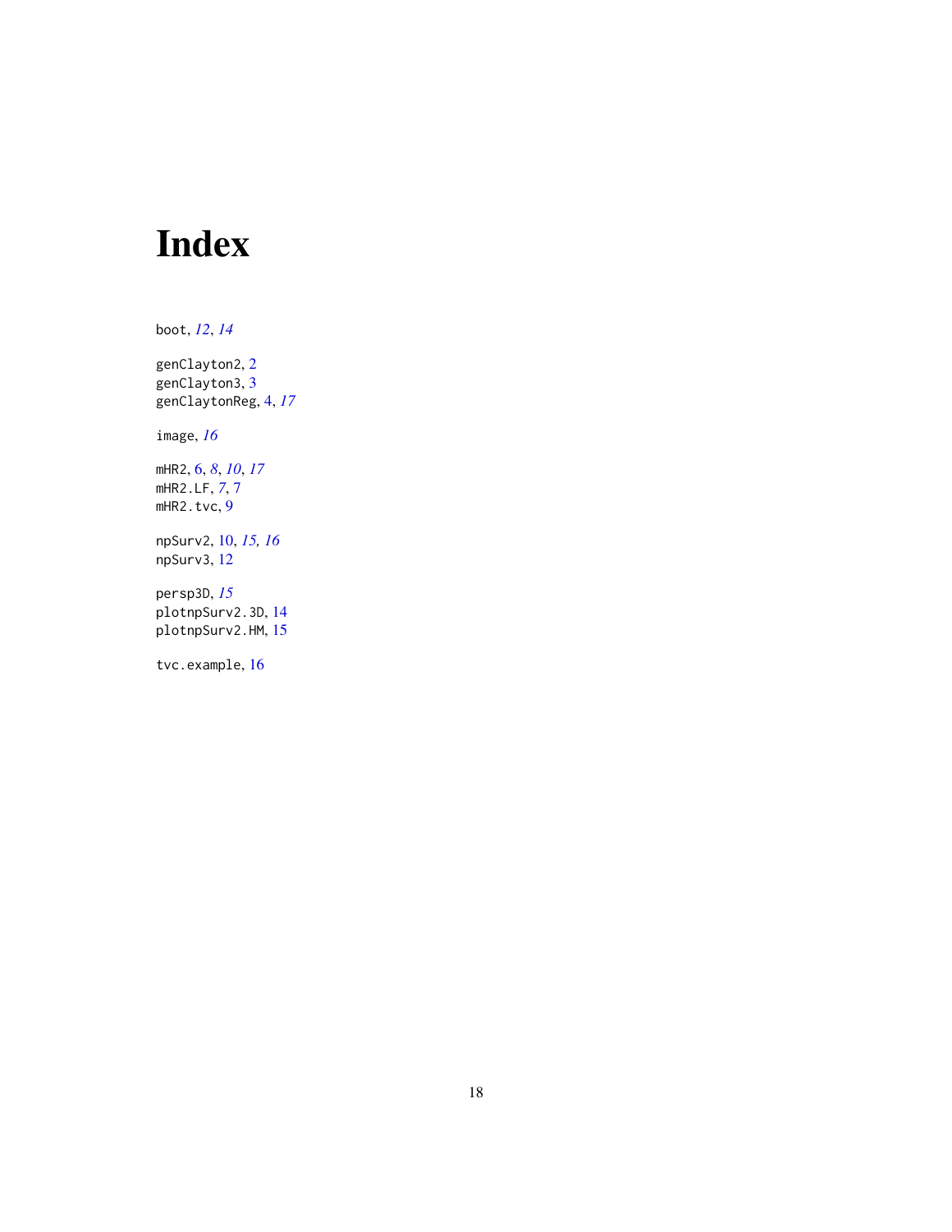# Index

boot, *12*, *14*

genClayton2, 2
genClayton3, 3
genClaytonReg, 4, *17*

image, *16*

mHR2, 6, *8*, *10*, *17*
mHR2.LF, *7*, 7
mHR2.tvc, 9

npSurv2, 10, *15*, *16*
npSurv3, 12

persp3D, *15*
plotnpSurv2.3D, 14
plotnpSurv2.HM, 15

tvc.example, 16